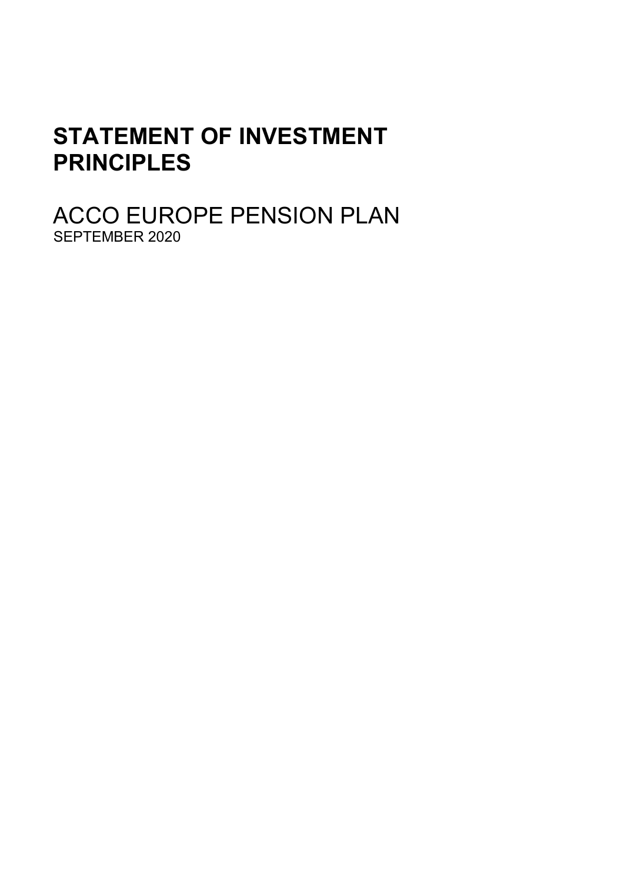# STATEMENT OF INVESTMENT PRINCIPLES

## ACCO EUROPE PENSION PLAN

SEPTEMBER 2020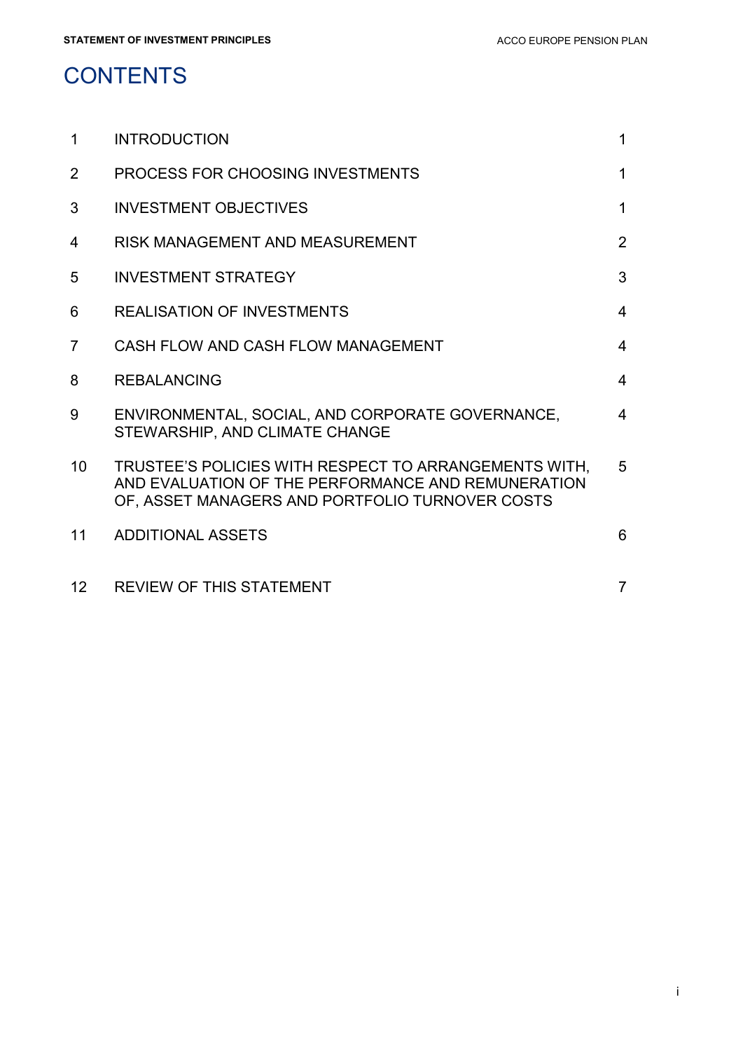# CONTENTS

| | | |
|---|---|---|
| 1 | INTRODUCTION | 1 |
| 2 | PROCESS FOR CHOOSING INVESTMENTS | 1 |
| 3 | INVESTMENT OBJECTIVES | 1 |
| 4 | RISK MANAGEMENT AND MEASUREMENT | 2 |
| 5 | INVESTMENT STRATEGY | 3 |
| 6 | REALISATION OF INVESTMENTS | 4 |
| 7 | CASH FLOW AND CASH FLOW MANAGEMENT | 4 |
| 8 | REBALANCING | 4 |
| 9 | ENVIRONMENTAL, SOCIAL, AND CORPORATE GOVERNANCE, STEWARSHIP, AND CLIMATE CHANGE | 4 |
| 10 | TRUSTEE'S POLICIES WITH RESPECT TO ARRANGEMENTS WITH, AND EVALUATION OF THE PERFORMANCE AND REMUNERATION OF, ASSET MANAGERS AND PORTFOLIO TURNOVER COSTS | 5 |
| 11 | ADDITIONAL ASSETS | 6 |
| 12 | REVIEW OF THIS STATEMENT | 7 |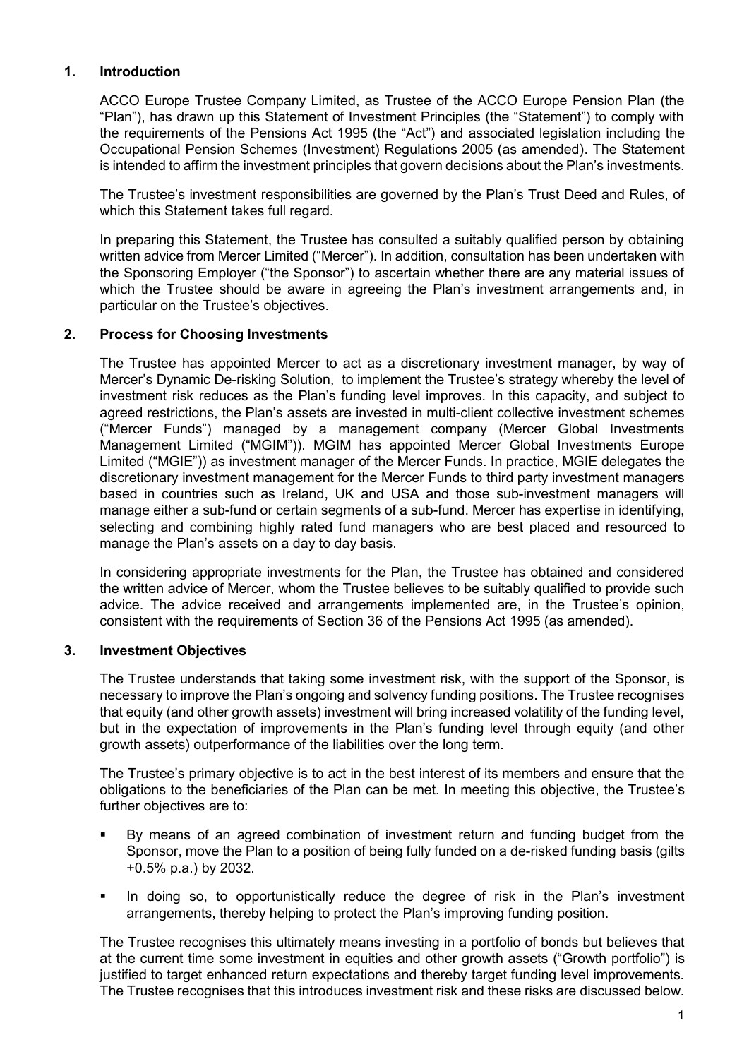## 1. Introduction

ACCO Europe Trustee Company Limited, as Trustee of the ACCO Europe Pension Plan (the "Plan"), has drawn up this Statement of Investment Principles (the "Statement") to comply with the requirements of the Pensions Act 1995 (the "Act") and associated legislation including the Occupational Pension Schemes (Investment) Regulations 2005 (as amended). The Statement is intended to affirm the investment principles that govern decisions about the Plan's investments.

The Trustee's investment responsibilities are governed by the Plan's Trust Deed and Rules, of which this Statement takes full regard.

In preparing this Statement, the Trustee has consulted a suitably qualified person by obtaining written advice from Mercer Limited ("Mercer"). In addition, consultation has been undertaken with the Sponsoring Employer ("the Sponsor") to ascertain whether there are any material issues of which the Trustee should be aware in agreeing the Plan's investment arrangements and, in particular on the Trustee's objectives.

## 2. Process for Choosing Investments

The Trustee has appointed Mercer to act as a discretionary investment manager, by way of Mercer's Dynamic De-risking Solution, to implement the Trustee's strategy whereby the level of investment risk reduces as the Plan's funding level improves. In this capacity, and subject to agreed restrictions, the Plan's assets are invested in multi-client collective investment schemes ("Mercer Funds") managed by a management company (Mercer Global Investments Management Limited ("MGIM")). MGIM has appointed Mercer Global Investments Europe Limited ("MGIE")) as investment manager of the Mercer Funds. In practice, MGIE delegates the discretionary investment management for the Mercer Funds to third party investment managers based in countries such as Ireland, UK and USA and those sub-investment managers will manage either a sub-fund or certain segments of a sub-fund. Mercer has expertise in identifying, selecting and combining highly rated fund managers who are best placed and resourced to manage the Plan's assets on a day to day basis.

In considering appropriate investments for the Plan, the Trustee has obtained and considered the written advice of Mercer, whom the Trustee believes to be suitably qualified to provide such advice. The advice received and arrangements implemented are, in the Trustee's opinion, consistent with the requirements of Section 36 of the Pensions Act 1995 (as amended).

## 3. Investment Objectives

The Trustee understands that taking some investment risk, with the support of the Sponsor, is necessary to improve the Plan's ongoing and solvency funding positions. The Trustee recognises that equity (and other growth assets) investment will bring increased volatility of the funding level, but in the expectation of improvements in the Plan's funding level through equity (and other growth assets) outperformance of the liabilities over the long term.

The Trustee's primary objective is to act in the best interest of its members and ensure that the obligations to the beneficiaries of the Plan can be met. In meeting this objective, the Trustee's further objectives are to:

- By means of an agreed combination of investment return and funding budget from the Sponsor, move the Plan to a position of being fully funded on a de-risked funding basis (gilts +0.5% p.a.) by 2032.
- In doing so, to opportunistically reduce the degree of risk in the Plan's investment arrangements, thereby helping to protect the Plan's improving funding position.

The Trustee recognises this ultimately means investing in a portfolio of bonds but believes that at the current time some investment in equities and other growth assets ("Growth portfolio") is justified to target enhanced return expectations and thereby target funding level improvements. The Trustee recognises that this introduces investment risk and these risks are discussed below.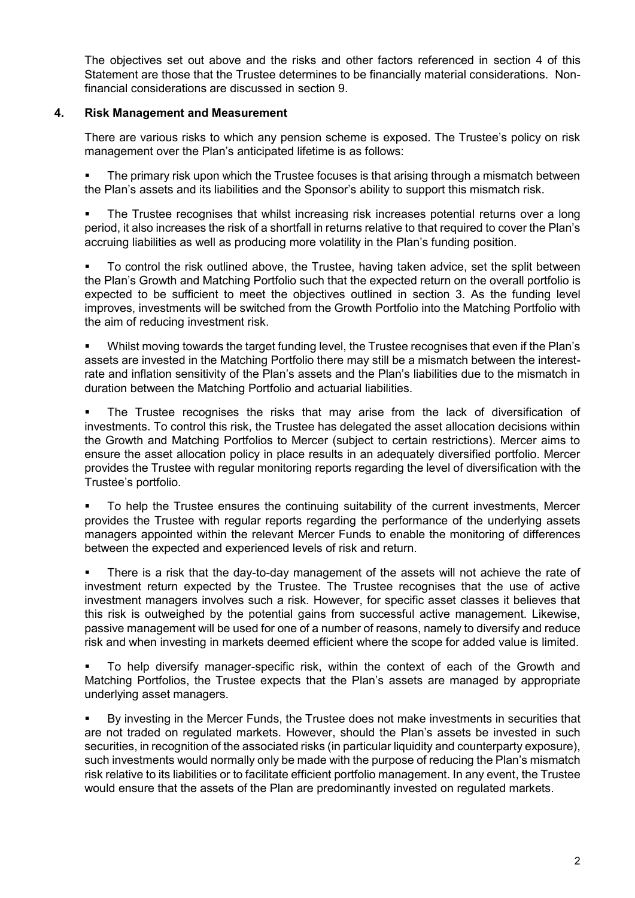The objectives set out above and the risks and other factors referenced in section 4 of this Statement are those that the Trustee determines to be financially material considerations. Non-financial considerations are discussed in section 9.

## 4. Risk Management and Measurement

There are various risks to which any pension scheme is exposed. The Trustee's policy on risk management over the Plan's anticipated lifetime is as follows:

- The primary risk upon which the Trustee focuses is that arising through a mismatch between the Plan's assets and its liabilities and the Sponsor's ability to support this mismatch risk.
- The Trustee recognises that whilst increasing risk increases potential returns over a long period, it also increases the risk of a shortfall in returns relative to that required to cover the Plan's accruing liabilities as well as producing more volatility in the Plan's funding position.
- To control the risk outlined above, the Trustee, having taken advice, set the split between the Plan's Growth and Matching Portfolio such that the expected return on the overall portfolio is expected to be sufficient to meet the objectives outlined in section 3. As the funding level improves, investments will be switched from the Growth Portfolio into the Matching Portfolio with the aim of reducing investment risk.
- Whilst moving towards the target funding level, the Trustee recognises that even if the Plan's assets are invested in the Matching Portfolio there may still be a mismatch between the interest-rate and inflation sensitivity of the Plan's assets and the Plan's liabilities due to the mismatch in duration between the Matching Portfolio and actuarial liabilities.
- The Trustee recognises the risks that may arise from the lack of diversification of investments. To control this risk, the Trustee has delegated the asset allocation decisions within the Growth and Matching Portfolios to Mercer (subject to certain restrictions). Mercer aims to ensure the asset allocation policy in place results in an adequately diversified portfolio. Mercer provides the Trustee with regular monitoring reports regarding the level of diversification with the Trustee's portfolio.
- To help the Trustee ensures the continuing suitability of the current investments, Mercer provides the Trustee with regular reports regarding the performance of the underlying assets managers appointed within the relevant Mercer Funds to enable the monitoring of differences between the expected and experienced levels of risk and return.
- There is a risk that the day-to-day management of the assets will not achieve the rate of investment return expected by the Trustee. The Trustee recognises that the use of active investment managers involves such a risk. However, for specific asset classes it believes that this risk is outweighed by the potential gains from successful active management. Likewise, passive management will be used for one of a number of reasons, namely to diversify and reduce risk and when investing in markets deemed efficient where the scope for added value is limited.
- To help diversify manager-specific risk, within the context of each of the Growth and Matching Portfolios, the Trustee expects that the Plan's assets are managed by appropriate underlying asset managers.
- By investing in the Mercer Funds, the Trustee does not make investments in securities that are not traded on regulated markets. However, should the Plan's assets be invested in such securities, in recognition of the associated risks (in particular liquidity and counterparty exposure), such investments would normally only be made with the purpose of reducing the Plan's mismatch risk relative to its liabilities or to facilitate efficient portfolio management. In any event, the Trustee would ensure that the assets of the Plan are predominantly invested on regulated markets.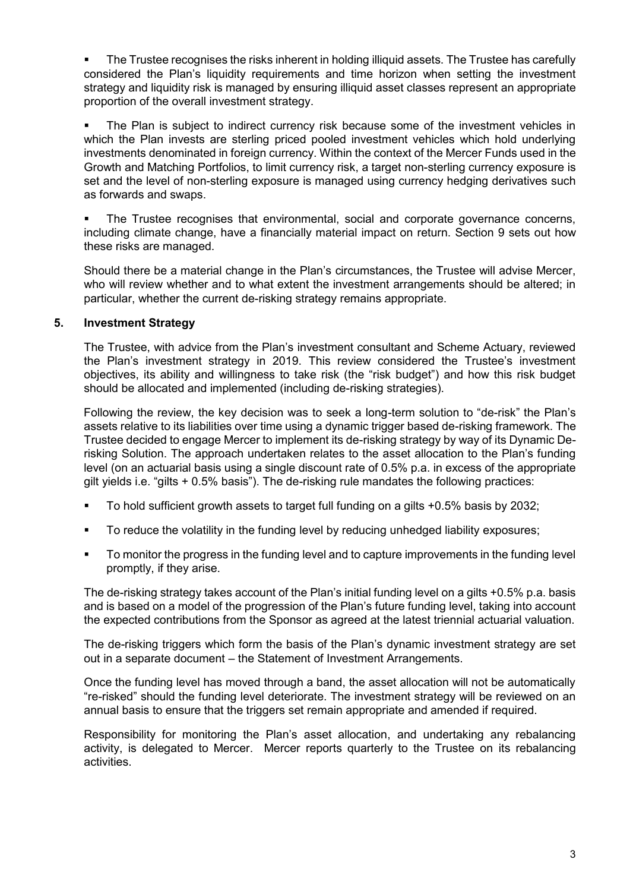- The Trustee recognises the risks inherent in holding illiquid assets. The Trustee has carefully considered the Plan's liquidity requirements and time horizon when setting the investment strategy and liquidity risk is managed by ensuring illiquid asset classes represent an appropriate proportion of the overall investment strategy.

- The Plan is subject to indirect currency risk because some of the investment vehicles in which the Plan invests are sterling priced pooled investment vehicles which hold underlying investments denominated in foreign currency. Within the context of the Mercer Funds used in the Growth and Matching Portfolios, to limit currency risk, a target non-sterling currency exposure is set and the level of non-sterling exposure is managed using currency hedging derivatives such as forwards and swaps.

- The Trustee recognises that environmental, social and corporate governance concerns, including climate change, have a financially material impact on return. Section 9 sets out how these risks are managed.

Should there be a material change in the Plan's circumstances, the Trustee will advise Mercer, who will review whether and to what extent the investment arrangements should be altered; in particular, whether the current de-risking strategy remains appropriate.

## 5. Investment Strategy

The Trustee, with advice from the Plan's investment consultant and Scheme Actuary, reviewed the Plan's investment strategy in 2019. This review considered the Trustee's investment objectives, its ability and willingness to take risk (the "risk budget") and how this risk budget should be allocated and implemented (including de-risking strategies).

Following the review, the key decision was to seek a long-term solution to "de-risk" the Plan's assets relative to its liabilities over time using a dynamic trigger based de-risking framework. The Trustee decided to engage Mercer to implement its de-risking strategy by way of its Dynamic De-risking Solution. The approach undertaken relates to the asset allocation to the Plan's funding level (on an actuarial basis using a single discount rate of 0.5% p.a. in excess of the appropriate gilt yields i.e. "gilts + 0.5% basis"). The de-risking rule mandates the following practices:

- To hold sufficient growth assets to target full funding on a gilts +0.5% basis by 2032;
- To reduce the volatility in the funding level by reducing unhedged liability exposures;
- To monitor the progress in the funding level and to capture improvements in the funding level promptly, if they arise.

The de-risking strategy takes account of the Plan's initial funding level on a gilts +0.5% p.a. basis and is based on a model of the progression of the Plan's future funding level, taking into account the expected contributions from the Sponsor as agreed at the latest triennial actuarial valuation.

The de-risking triggers which form the basis of the Plan's dynamic investment strategy are set out in a separate document – the Statement of Investment Arrangements.

Once the funding level has moved through a band, the asset allocation will not be automatically "re-risked" should the funding level deteriorate. The investment strategy will be reviewed on an annual basis to ensure that the triggers set remain appropriate and amended if required.

Responsibility for monitoring the Plan's asset allocation, and undertaking any rebalancing activity, is delegated to Mercer. Mercer reports quarterly to the Trustee on its rebalancing activities.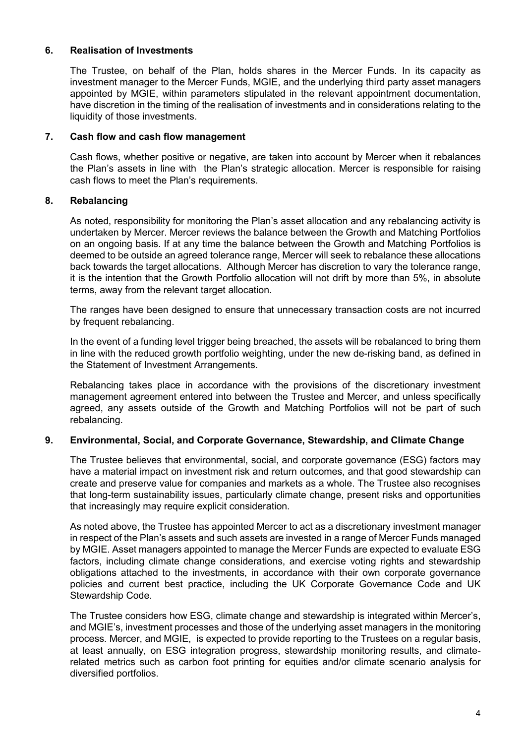## 6. Realisation of Investments

The Trustee, on behalf of the Plan, holds shares in the Mercer Funds. In its capacity as investment manager to the Mercer Funds, MGIE, and the underlying third party asset managers appointed by MGIE, within parameters stipulated in the relevant appointment documentation, have discretion in the timing of the realisation of investments and in considerations relating to the liquidity of those investments.

## 7. Cash flow and cash flow management

Cash flows, whether positive or negative, are taken into account by Mercer when it rebalances the Plan's assets in line with the Plan's strategic allocation. Mercer is responsible for raising cash flows to meet the Plan's requirements.

## 8. Rebalancing

As noted, responsibility for monitoring the Plan's asset allocation and any rebalancing activity is undertaken by Mercer. Mercer reviews the balance between the Growth and Matching Portfolios on an ongoing basis. If at any time the balance between the Growth and Matching Portfolios is deemed to be outside an agreed tolerance range, Mercer will seek to rebalance these allocations back towards the target allocations. Although Mercer has discretion to vary the tolerance range, it is the intention that the Growth Portfolio allocation will not drift by more than 5%, in absolute terms, away from the relevant target allocation.

The ranges have been designed to ensure that unnecessary transaction costs are not incurred by frequent rebalancing.

In the event of a funding level trigger being breached, the assets will be rebalanced to bring them in line with the reduced growth portfolio weighting, under the new de-risking band, as defined in the Statement of Investment Arrangements.

Rebalancing takes place in accordance with the provisions of the discretionary investment management agreement entered into between the Trustee and Mercer, and unless specifically agreed, any assets outside of the Growth and Matching Portfolios will not be part of such rebalancing.

## 9. Environmental, Social, and Corporate Governance, Stewardship, and Climate Change

The Trustee believes that environmental, social, and corporate governance (ESG) factors may have a material impact on investment risk and return outcomes, and that good stewardship can create and preserve value for companies and markets as a whole. The Trustee also recognises that long-term sustainability issues, particularly climate change, present risks and opportunities that increasingly may require explicit consideration.

As noted above, the Trustee has appointed Mercer to act as a discretionary investment manager in respect of the Plan's assets and such assets are invested in a range of Mercer Funds managed by MGIE. Asset managers appointed to manage the Mercer Funds are expected to evaluate ESG factors, including climate change considerations, and exercise voting rights and stewardship obligations attached to the investments, in accordance with their own corporate governance policies and current best practice, including the UK Corporate Governance Code and UK Stewardship Code.

The Trustee considers how ESG, climate change and stewardship is integrated within Mercer's, and MGIE's, investment processes and those of the underlying asset managers in the monitoring process. Mercer, and MGIE, is expected to provide reporting to the Trustees on a regular basis, at least annually, on ESG integration progress, stewardship monitoring results, and climate-related metrics such as carbon foot printing for equities and/or climate scenario analysis for diversified portfolios.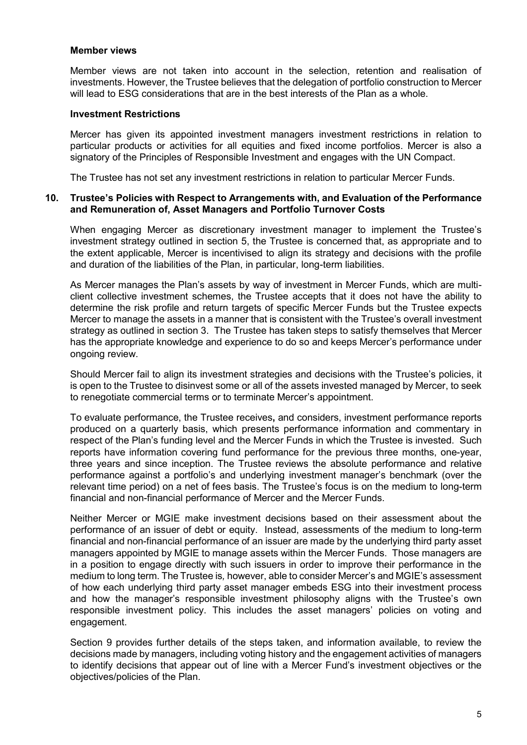#### Member views

Member views are not taken into account in the selection, retention and realisation of investments. However, the Trustee believes that the delegation of portfolio construction to Mercer will lead to ESG considerations that are in the best interests of the Plan as a whole.

#### Investment Restrictions

Mercer has given its appointed investment managers investment restrictions in relation to particular products or activities for all equities and fixed income portfolios. Mercer is also a signatory of the Principles of Responsible Investment and engages with the UN Compact.

The Trustee has not set any investment restrictions in relation to particular Mercer Funds.

## 10. Trustee's Policies with Respect to Arrangements with, and Evaluation of the Performance and Remuneration of, Asset Managers and Portfolio Turnover Costs

When engaging Mercer as discretionary investment manager to implement the Trustee's investment strategy outlined in section 5, the Trustee is concerned that, as appropriate and to the extent applicable, Mercer is incentivised to align its strategy and decisions with the profile and duration of the liabilities of the Plan, in particular, long-term liabilities.

As Mercer manages the Plan's assets by way of investment in Mercer Funds, which are multi-client collective investment schemes, the Trustee accepts that it does not have the ability to determine the risk profile and return targets of specific Mercer Funds but the Trustee expects Mercer to manage the assets in a manner that is consistent with the Trustee's overall investment strategy as outlined in section 3. The Trustee has taken steps to satisfy themselves that Mercer has the appropriate knowledge and experience to do so and keeps Mercer's performance under ongoing review.

Should Mercer fail to align its investment strategies and decisions with the Trustee's policies, it is open to the Trustee to disinvest some or all of the assets invested managed by Mercer, to seek to renegotiate commercial terms or to terminate Mercer's appointment.

To evaluate performance, the Trustee receives**,** and considers, investment performance reports produced on a quarterly basis, which presents performance information and commentary in respect of the Plan's funding level and the Mercer Funds in which the Trustee is invested. Such reports have information covering fund performance for the previous three months, one-year, three years and since inception. The Trustee reviews the absolute performance and relative performance against a portfolio's and underlying investment manager's benchmark (over the relevant time period) on a net of fees basis. The Trustee's focus is on the medium to long-term financial and non-financial performance of Mercer and the Mercer Funds.

Neither Mercer or MGIE make investment decisions based on their assessment about the performance of an issuer of debt or equity. Instead, assessments of the medium to long-term financial and non-financial performance of an issuer are made by the underlying third party asset managers appointed by MGIE to manage assets within the Mercer Funds. Those managers are in a position to engage directly with such issuers in order to improve their performance in the medium to long term. The Trustee is*,* however, able to consider Mercer's and MGIE's assessment of how each underlying third party asset manager embeds ESG into their investment process and how the manager's responsible investment philosophy aligns with the Trustee's own responsible investment policy. This includes the asset managers' policies on voting and engagement.

Section 9 provides further details of the steps taken, and information available, to review the decisions made by managers, including voting history and the engagement activities of managers to identify decisions that appear out of line with a Mercer Fund's investment objectives or the objectives/policies of the Plan.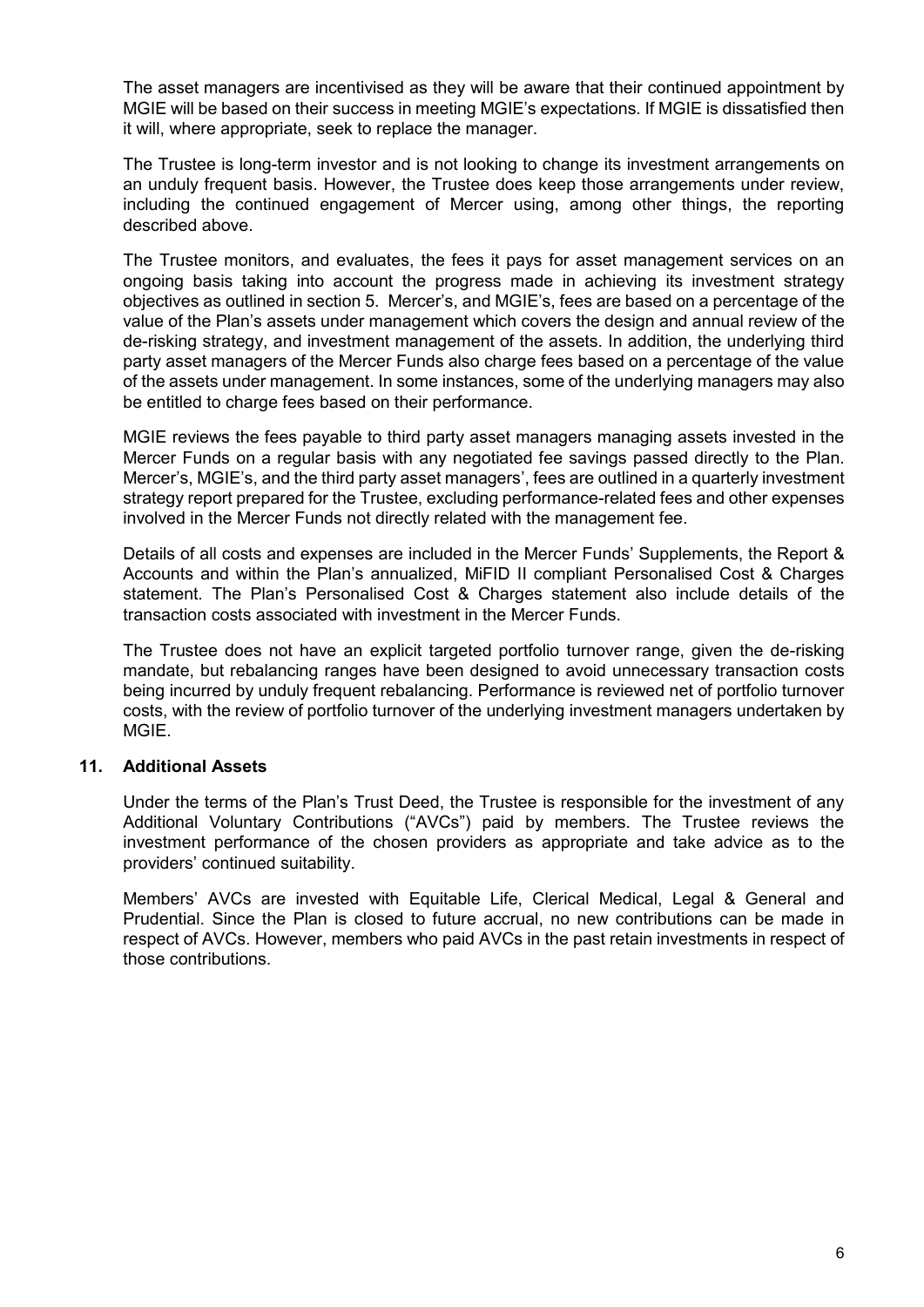The asset managers are incentivised as they will be aware that their continued appointment by MGIE will be based on their success in meeting MGIE's expectations. If MGIE is dissatisfied then it will, where appropriate, seek to replace the manager.

The Trustee is long-term investor and is not looking to change its investment arrangements on an unduly frequent basis. However, the Trustee does keep those arrangements under review, including the continued engagement of Mercer using, among other things, the reporting described above.

The Trustee monitors, and evaluates, the fees it pays for asset management services on an ongoing basis taking into account the progress made in achieving its investment strategy objectives as outlined in section 5. Mercer's, and MGIE's, fees are based on a percentage of the value of the Plan's assets under management which covers the design and annual review of the de-risking strategy, and investment management of the assets. In addition, the underlying third party asset managers of the Mercer Funds also charge fees based on a percentage of the value of the assets under management. In some instances, some of the underlying managers may also be entitled to charge fees based on their performance.

MGIE reviews the fees payable to third party asset managers managing assets invested in the Mercer Funds on a regular basis with any negotiated fee savings passed directly to the Plan. Mercer's, MGIE's, and the third party asset managers', fees are outlined in a quarterly investment strategy report prepared for the Trustee, excluding performance-related fees and other expenses involved in the Mercer Funds not directly related with the management fee.

Details of all costs and expenses are included in the Mercer Funds' Supplements, the Report & Accounts and within the Plan's annualized, MiFID II compliant Personalised Cost & Charges statement. The Plan's Personalised Cost & Charges statement also include details of the transaction costs associated with investment in the Mercer Funds.

The Trustee does not have an explicit targeted portfolio turnover range, given the de-risking mandate, but rebalancing ranges have been designed to avoid unnecessary transaction costs being incurred by unduly frequent rebalancing. Performance is reviewed net of portfolio turnover costs, with the review of portfolio turnover of the underlying investment managers undertaken by MGIE.

## 11. Additional Assets

Under the terms of the Plan's Trust Deed, the Trustee is responsible for the investment of any Additional Voluntary Contributions ("AVCs") paid by members. The Trustee reviews the investment performance of the chosen providers as appropriate and take advice as to the providers' continued suitability.

Members' AVCs are invested with Equitable Life, Clerical Medical, Legal & General and Prudential. Since the Plan is closed to future accrual, no new contributions can be made in respect of AVCs. However, members who paid AVCs in the past retain investments in respect of those contributions.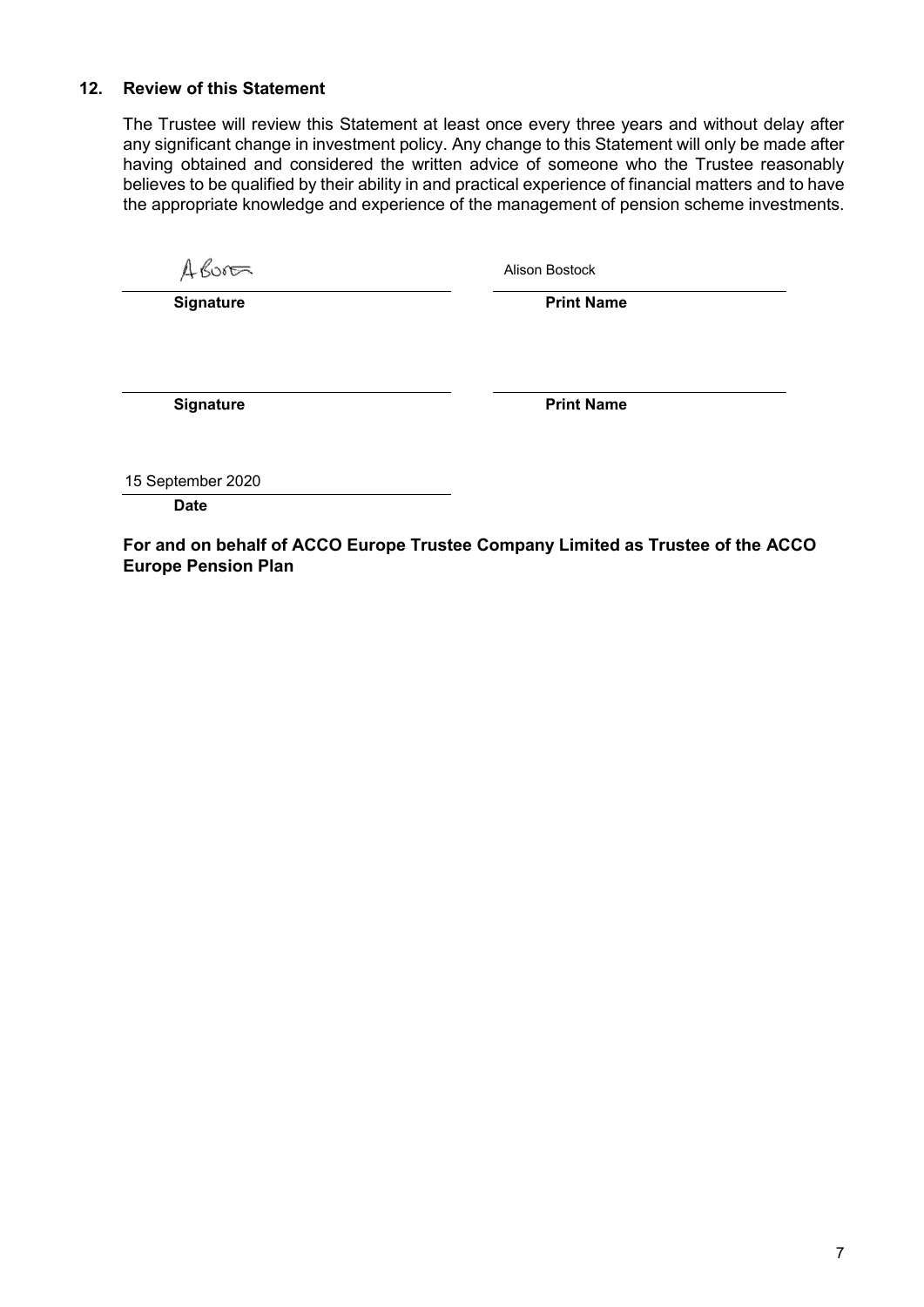## 12. Review of this Statement

The Trustee will review this Statement at least once every three years and without delay after any significant change in investment policy. Any change to this Statement will only be made after having obtained and considered the written advice of someone who the Trustee reasonably believes to be qualified by their ability in and practical experience of financial matters and to have the appropriate knowledge and experience of the management of pension scheme investments.

| A Bostock | Alison Bostock |
|---|---|
| **Signature** | **Print Name** |
| | |
| **Signature** | **Print Name** |

15 September 2020

**Date**

**For and on behalf of ACCO Europe Trustee Company Limited as Trustee of the ACCO Europe Pension Plan**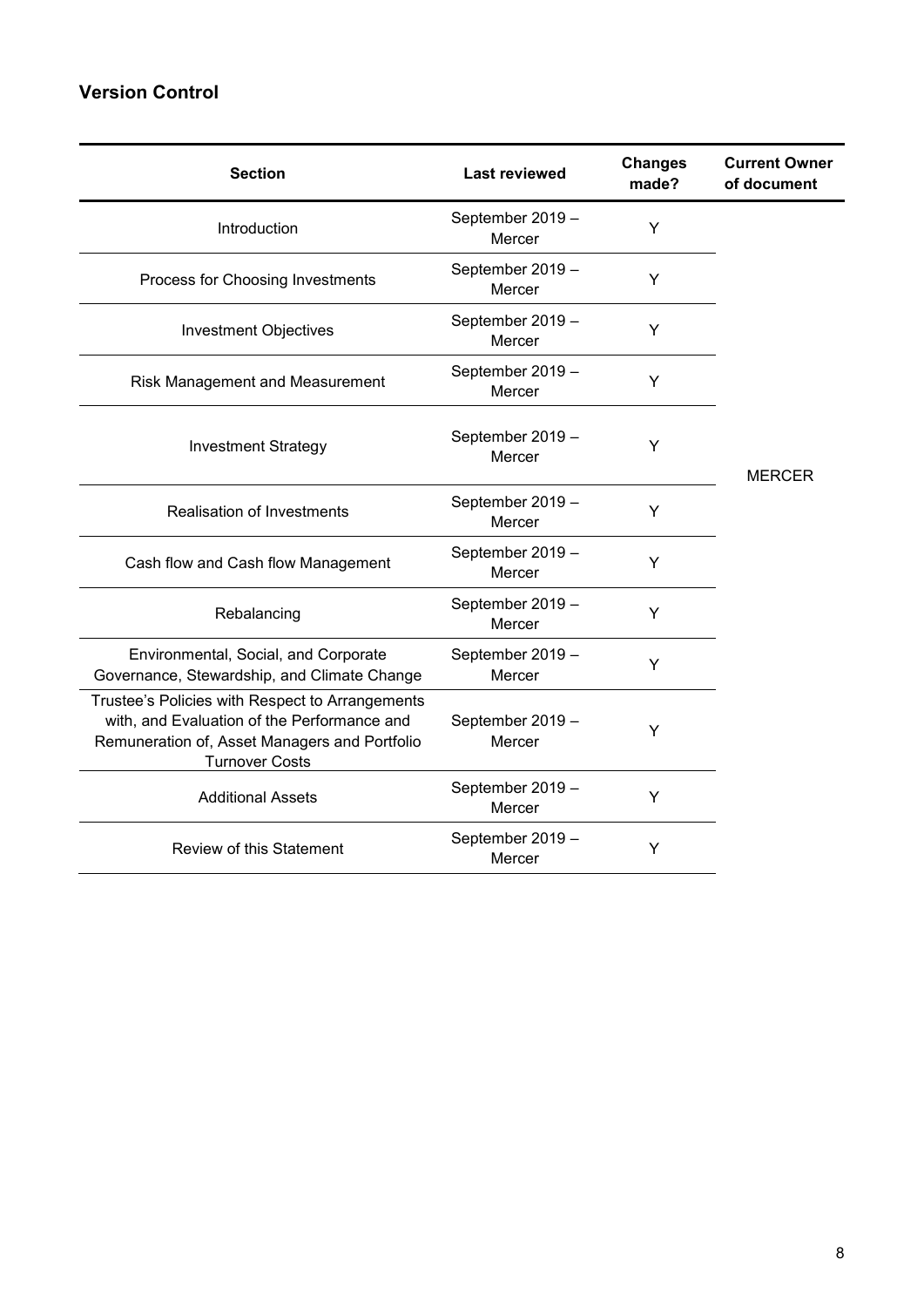## Version Control

| Section | Last reviewed | Changes made? | Current Owner of document |
|---|---|---|---|
| Introduction | September 2019 – Mercer | Y | MERCER |
| Process for Choosing Investments | September 2019 – Mercer | Y | |
| Investment Objectives | September 2019 – Mercer | Y | |
| Risk Management and Measurement | September 2019 – Mercer | Y | |
| Investment Strategy | September 2019 – Mercer | Y | |
| Realisation of Investments | September 2019 – Mercer | Y | |
| Cash flow and Cash flow Management | September 2019 – Mercer | Y | |
| Rebalancing | September 2019 – Mercer | Y | |
| Environmental, Social, and Corporate Governance, Stewardship, and Climate Change | September 2019 – Mercer | Y | |
| Trustee's Policies with Respect to Arrangements with, and Evaluation of the Performance and Remuneration of, Asset Managers and Portfolio Turnover Costs | September 2019 – Mercer | Y | |
| Additional Assets | September 2019 – Mercer | Y | |
| Review of this Statement | September 2019 – Mercer | Y | |